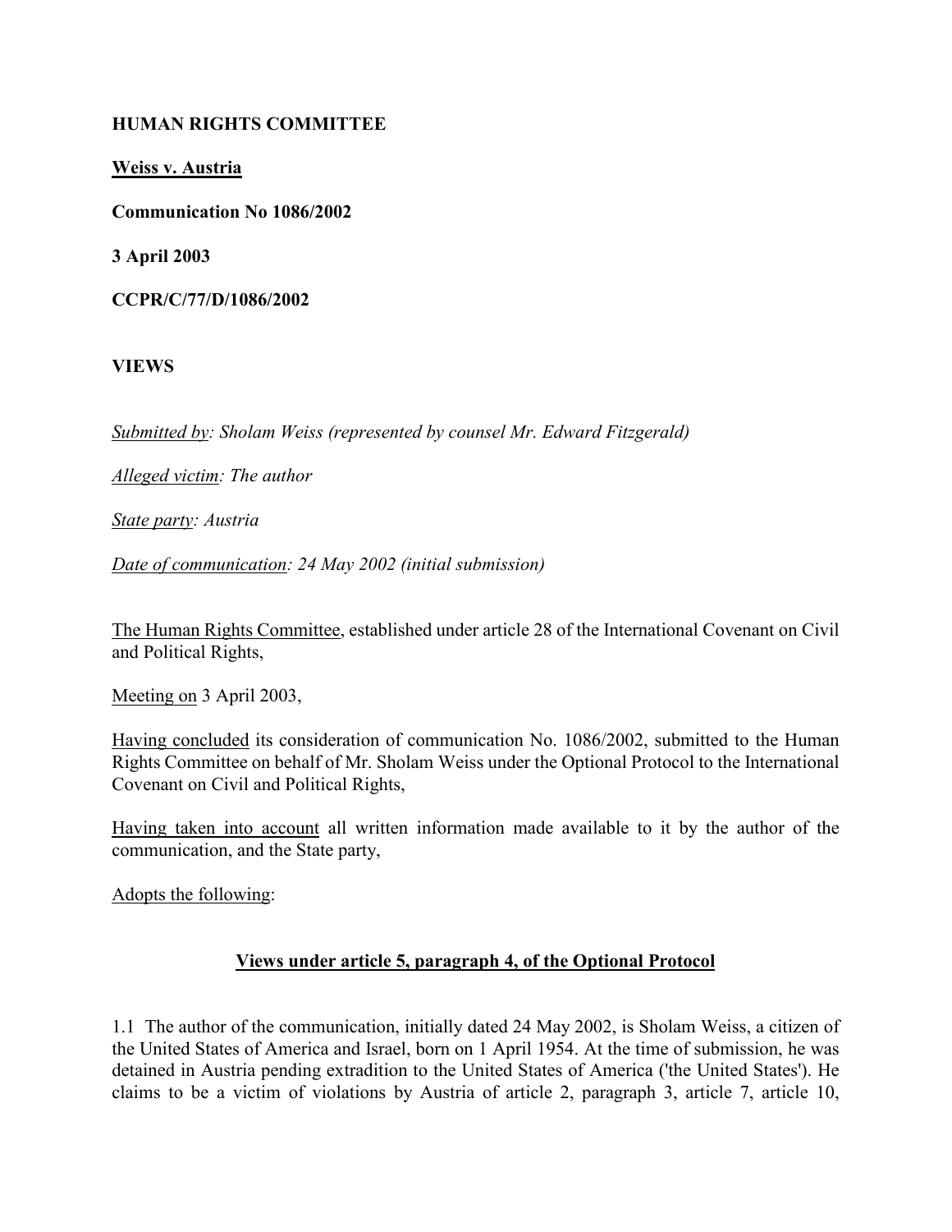**HUMAN RIGHTS COMMITTEE**

**Weiss v. Austria**

**Communication No 1086/2002**

**3 April 2003**

**CCPR/C/77/D/1086/2002**

**VIEWS**

*Submitted by: Sholam Weiss (represented by counsel Mr. Edward Fitzgerald)*

*Alleged victim: The author*

*State party: Austria*

*Date of communication: 24 May 2002 (initial submission)*

The Human Rights Committee, established under article 28 of the International Covenant on Civil and Political Rights,

Meeting on 3 April 2003,

Having concluded its consideration of communication No. 1086/2002, submitted to the Human Rights Committee on behalf of Mr. Sholam Weiss under the Optional Protocol to the International Covenant on Civil and Political Rights,

Having taken into account all written information made available to it by the author of the communication, and the State party,

Adopts the following:

## Views under article 5, paragraph 4, of the Optional Protocol

1.1 The author of the communication, initially dated 24 May 2002, is Sholam Weiss, a citizen of the United States of America and Israel, born on 1 April 1954. At the time of submission, he was detained in Austria pending extradition to the United States of America ('the United States'). He claims to be a victim of violations by Austria of article 2, paragraph 3, article 7, article 10,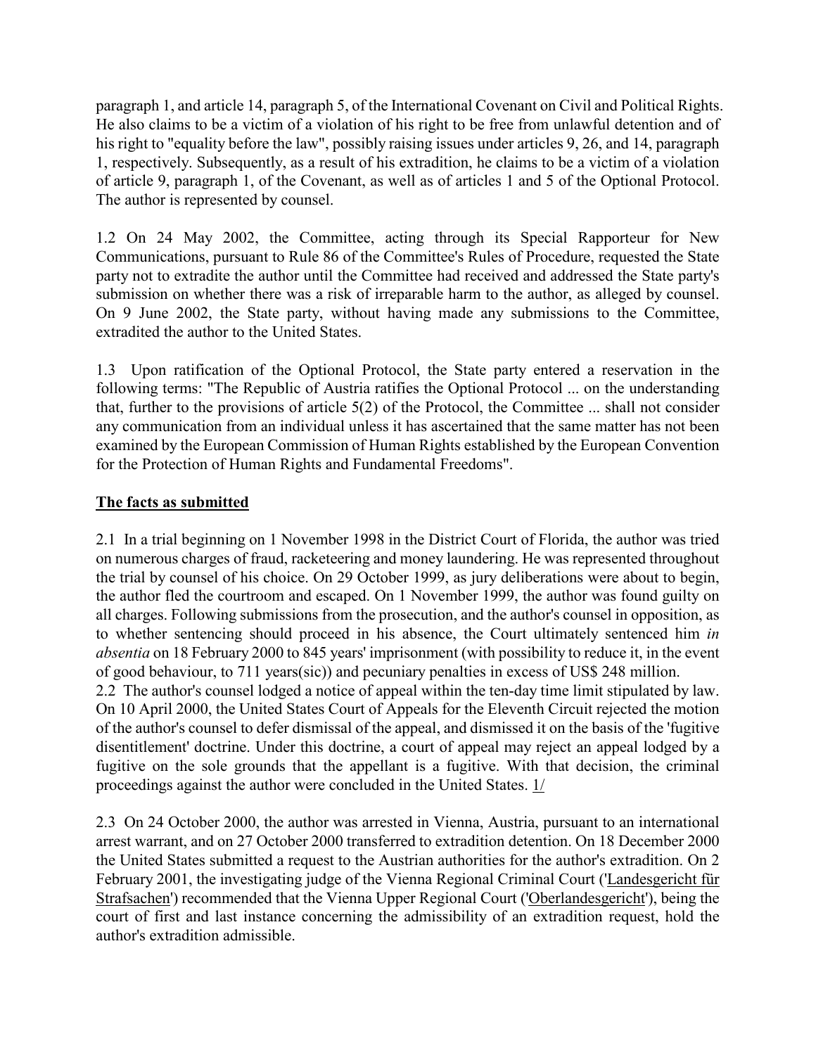paragraph 1, and article 14, paragraph 5, of the International Covenant on Civil and Political Rights. He also claims to be a victim of a violation of his right to be free from unlawful detention and of his right to "equality before the law", possibly raising issues under articles 9, 26, and 14, paragraph 1, respectively. Subsequently, as a result of his extradition, he claims to be a victim of a violation of article 9, paragraph 1, of the Covenant, as well as of articles 1 and 5 of the Optional Protocol. The author is represented by counsel.

1.2 On 24 May 2002, the Committee, acting through its Special Rapporteur for New Communications, pursuant to Rule 86 of the Committee's Rules of Procedure, requested the State party not to extradite the author until the Committee had received and addressed the State party's submission on whether there was a risk of irreparable harm to the author, as alleged by counsel. On 9 June 2002, the State party, without having made any submissions to the Committee, extradited the author to the United States.

1.3 Upon ratification of the Optional Protocol, the State party entered a reservation in the following terms: "The Republic of Austria ratifies the Optional Protocol ... on the understanding that, further to the provisions of article 5(2) of the Protocol, the Committee ... shall not consider any communication from an individual unless it has ascertained that the same matter has not been examined by the European Commission of Human Rights established by the European Convention for the Protection of Human Rights and Fundamental Freedoms".

**The facts as submitted**

2.1 In a trial beginning on 1 November 1998 in the District Court of Florida, the author was tried on numerous charges of fraud, racketeering and money laundering. He was represented throughout the trial by counsel of his choice. On 29 October 1999, as jury deliberations were about to begin, the author fled the courtroom and escaped. On 1 November 1999, the author was found guilty on all charges. Following submissions from the prosecution, and the author's counsel in opposition, as to whether sentencing should proceed in his absence, the Court ultimately sentenced him *in absentia* on 18 February 2000 to 845 years' imprisonment (with possibility to reduce it, in the event of good behaviour, to 711 years(sic)) and pecuniary penalties in excess of US$ 248 million.

2.2 The author's counsel lodged a notice of appeal within the ten-day time limit stipulated by law. On 10 April 2000, the United States Court of Appeals for the Eleventh Circuit rejected the motion of the author's counsel to defer dismissal of the appeal, and dismissed it on the basis of the 'fugitive disentitlement' doctrine. Under this doctrine, a court of appeal may reject an appeal lodged by a fugitive on the sole grounds that the appellant is a fugitive. With that decision, the criminal proceedings against the author were concluded in the United States. 1/

2.3 On 24 October 2000, the author was arrested in Vienna, Austria, pursuant to an international arrest warrant, and on 27 October 2000 transferred to extradition detention. On 18 December 2000 the United States submitted a request to the Austrian authorities for the author's extradition. On 2 February 2001, the investigating judge of the Vienna Regional Criminal Court ('Landesgericht für Strafsachen') recommended that the Vienna Upper Regional Court ('Oberlandesgericht'), being the court of first and last instance concerning the admissibility of an extradition request, hold the author's extradition admissible.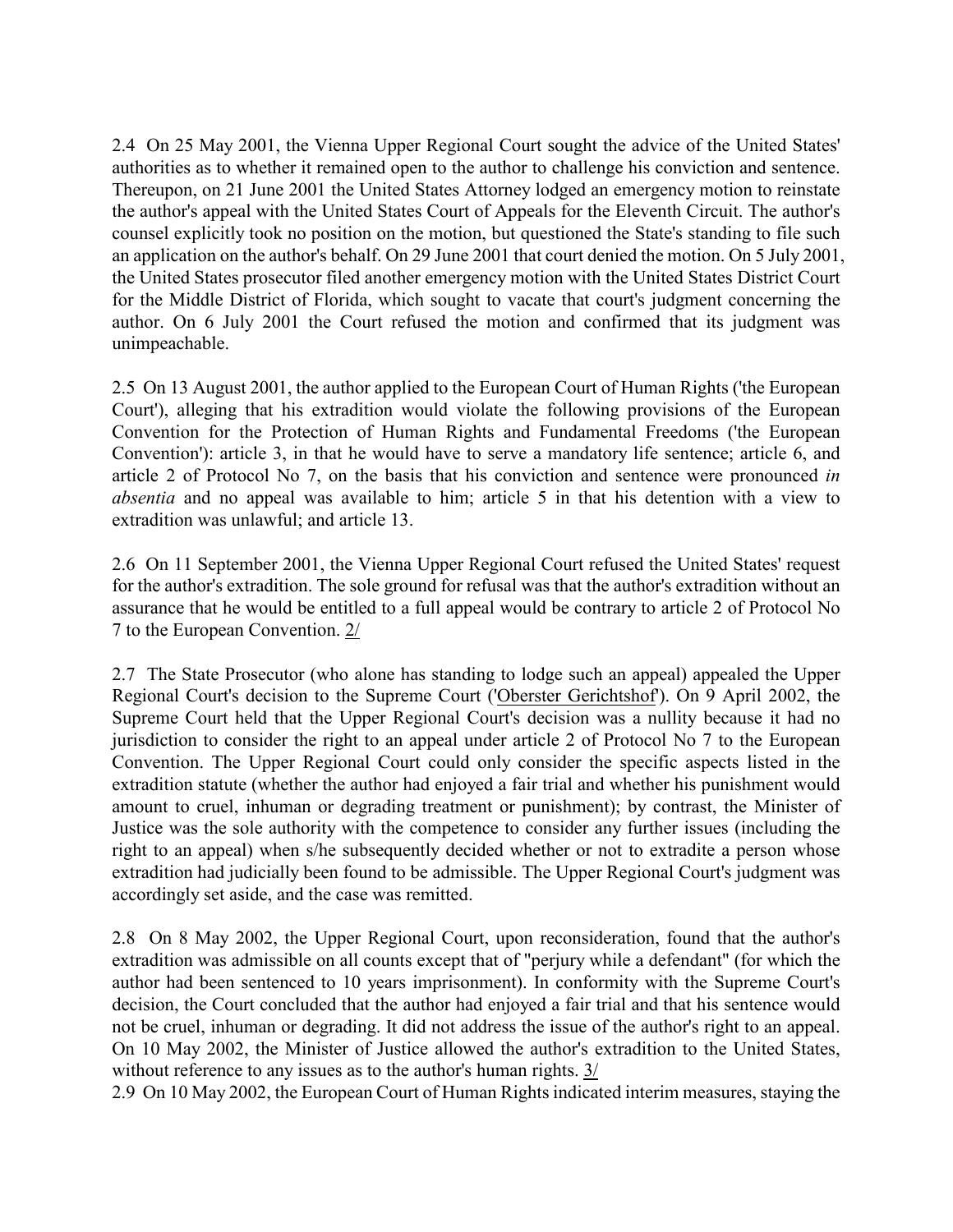2.4 On 25 May 2001, the Vienna Upper Regional Court sought the advice of the United States' authorities as to whether it remained open to the author to challenge his conviction and sentence. Thereupon, on 21 June 2001 the United States Attorney lodged an emergency motion to reinstate the author's appeal with the United States Court of Appeals for the Eleventh Circuit. The author's counsel explicitly took no position on the motion, but questioned the State's standing to file such an application on the author's behalf. On 29 June 2001 that court denied the motion. On 5 July 2001, the United States prosecutor filed another emergency motion with the United States District Court for the Middle District of Florida, which sought to vacate that court's judgment concerning the author. On 6 July 2001 the Court refused the motion and confirmed that its judgment was unimpeachable.

2.5 On 13 August 2001, the author applied to the European Court of Human Rights ('the European Court'), alleging that his extradition would violate the following provisions of the European Convention for the Protection of Human Rights and Fundamental Freedoms ('the European Convention'): article 3, in that he would have to serve a mandatory life sentence; article 6, and article 2 of Protocol No 7, on the basis that his conviction and sentence were pronounced *in absentia* and no appeal was available to him; article 5 in that his detention with a view to extradition was unlawful; and article 13.

2.6 On 11 September 2001, the Vienna Upper Regional Court refused the United States' request for the author's extradition. The sole ground for refusal was that the author's extradition without an assurance that he would be entitled to a full appeal would be contrary to article 2 of Protocol No 7 to the European Convention. 2/

2.7 The State Prosecutor (who alone has standing to lodge such an appeal) appealed the Upper Regional Court's decision to the Supreme Court ('Oberster Gerichtshof'). On 9 April 2002, the Supreme Court held that the Upper Regional Court's decision was a nullity because it had no jurisdiction to consider the right to an appeal under article 2 of Protocol No 7 to the European Convention. The Upper Regional Court could only consider the specific aspects listed in the extradition statute (whether the author had enjoyed a fair trial and whether his punishment would amount to cruel, inhuman or degrading treatment or punishment); by contrast, the Minister of Justice was the sole authority with the competence to consider any further issues (including the right to an appeal) when s/he subsequently decided whether or not to extradite a person whose extradition had judicially been found to be admissible. The Upper Regional Court's judgment was accordingly set aside, and the case was remitted.

2.8 On 8 May 2002, the Upper Regional Court, upon reconsideration, found that the author's extradition was admissible on all counts except that of "perjury while a defendant" (for which the author had been sentenced to 10 years imprisonment). In conformity with the Supreme Court's decision, the Court concluded that the author had enjoyed a fair trial and that his sentence would not be cruel, inhuman or degrading. It did not address the issue of the author's right to an appeal. On 10 May 2002, the Minister of Justice allowed the author's extradition to the United States, without reference to any issues as to the author's human rights. 3/

2.9 On 10 May 2002, the European Court of Human Rights indicated interim measures, staying the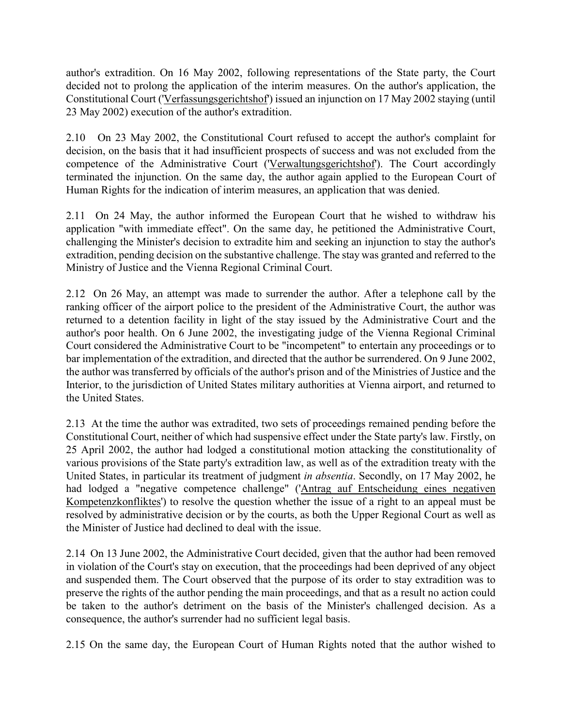author's extradition. On 16 May 2002, following representations of the State party, the Court decided not to prolong the application of the interim measures. On the author's application, the Constitutional Court ('Verfassungsgerichtshof') issued an injunction on 17 May 2002 staying (until 23 May 2002) execution of the author's extradition.

2.10 On 23 May 2002, the Constitutional Court refused to accept the author's complaint for decision, on the basis that it had insufficient prospects of success and was not excluded from the competence of the Administrative Court ('Verwaltungsgerichtshof'). The Court accordingly terminated the injunction. On the same day, the author again applied to the European Court of Human Rights for the indication of interim measures, an application that was denied.

2.11 On 24 May, the author informed the European Court that he wished to withdraw his application "with immediate effect". On the same day, he petitioned the Administrative Court, challenging the Minister's decision to extradite him and seeking an injunction to stay the author's extradition, pending decision on the substantive challenge. The stay was granted and referred to the Ministry of Justice and the Vienna Regional Criminal Court.

2.12 On 26 May, an attempt was made to surrender the author. After a telephone call by the ranking officer of the airport police to the president of the Administrative Court, the author was returned to a detention facility in light of the stay issued by the Administrative Court and the author's poor health. On 6 June 2002, the investigating judge of the Vienna Regional Criminal Court considered the Administrative Court to be "incompetent" to entertain any proceedings or to bar implementation of the extradition, and directed that the author be surrendered. On 9 June 2002, the author was transferred by officials of the author's prison and of the Ministries of Justice and the Interior, to the jurisdiction of United States military authorities at Vienna airport, and returned to the United States.

2.13 At the time the author was extradited, two sets of proceedings remained pending before the Constitutional Court, neither of which had suspensive effect under the State party's law. Firstly, on 25 April 2002, the author had lodged a constitutional motion attacking the constitutionality of various provisions of the State party's extradition law, as well as of the extradition treaty with the United States, in particular its treatment of judgment *in absentia*. Secondly, on 17 May 2002, he had lodged a "negative competence challenge" ('Antrag auf Entscheidung eines negativen Kompetenzkonfliktes') to resolve the question whether the issue of a right to an appeal must be resolved by administrative decision or by the courts, as both the Upper Regional Court as well as the Minister of Justice had declined to deal with the issue.

2.14 On 13 June 2002, the Administrative Court decided, given that the author had been removed in violation of the Court's stay on execution, that the proceedings had been deprived of any object and suspended them. The Court observed that the purpose of its order to stay extradition was to preserve the rights of the author pending the main proceedings, and that as a result no action could be taken to the author's detriment on the basis of the Minister's challenged decision. As a consequence, the author's surrender had no sufficient legal basis.

2.15 On the same day, the European Court of Human Rights noted that the author wished to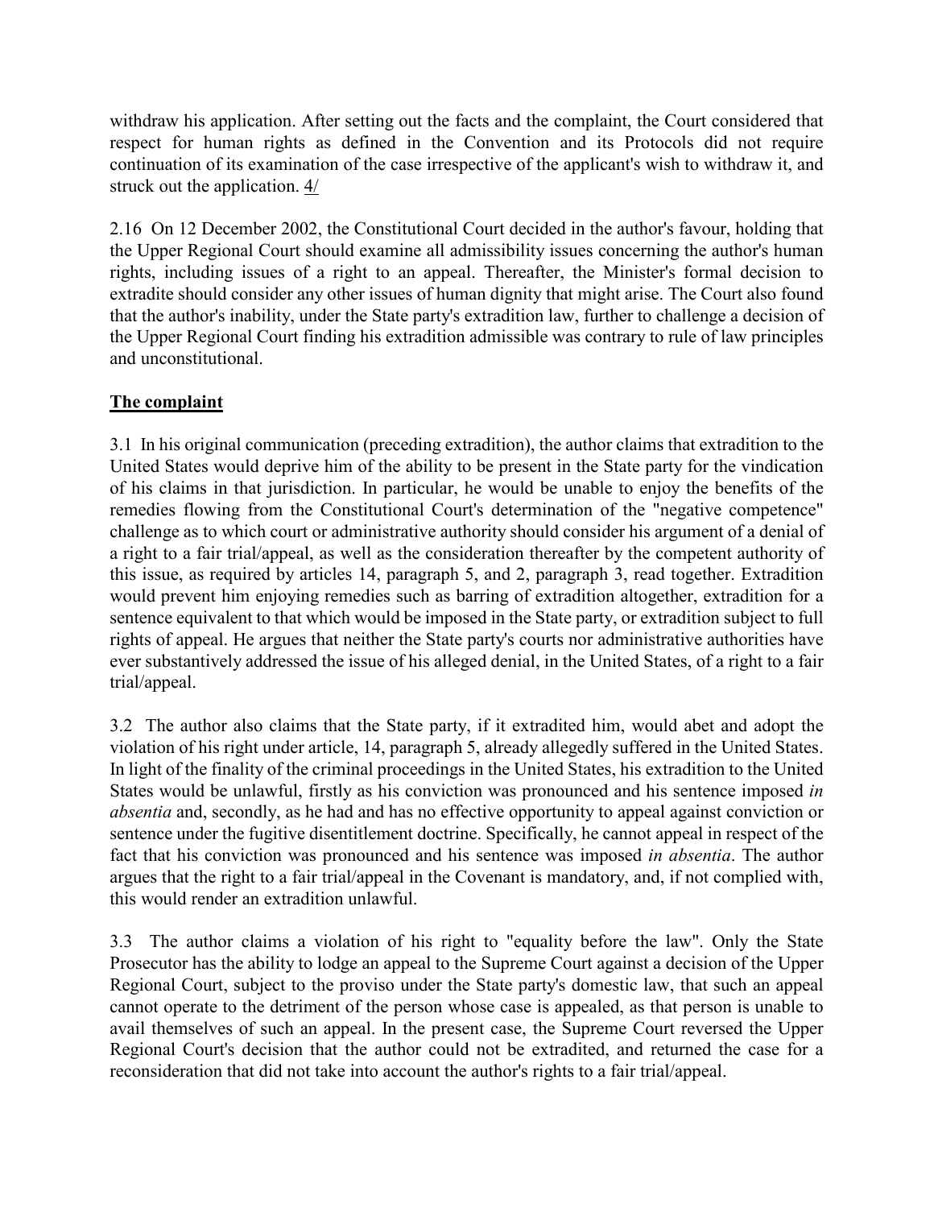withdraw his application. After setting out the facts and the complaint, the Court considered that respect for human rights as defined in the Convention and its Protocols did not require continuation of its examination of the case irrespective of the applicant's wish to withdraw it, and struck out the application. 4/

2.16 On 12 December 2002, the Constitutional Court decided in the author's favour, holding that the Upper Regional Court should examine all admissibility issues concerning the author's human rights, including issues of a right to an appeal. Thereafter, the Minister's formal decision to extradite should consider any other issues of human dignity that might arise. The Court also found that the author's inability, under the State party's extradition law, further to challenge a decision of the Upper Regional Court finding his extradition admissible was contrary to rule of law principles and unconstitutional.

## The complaint

3.1 In his original communication (preceding extradition), the author claims that extradition to the United States would deprive him of the ability to be present in the State party for the vindication of his claims in that jurisdiction. In particular, he would be unable to enjoy the benefits of the remedies flowing from the Constitutional Court's determination of the "negative competence" challenge as to which court or administrative authority should consider his argument of a denial of a right to a fair trial/appeal, as well as the consideration thereafter by the competent authority of this issue, as required by articles 14, paragraph 5, and 2, paragraph 3, read together. Extradition would prevent him enjoying remedies such as barring of extradition altogether, extradition for a sentence equivalent to that which would be imposed in the State party, or extradition subject to full rights of appeal. He argues that neither the State party's courts nor administrative authorities have ever substantively addressed the issue of his alleged denial, in the United States, of a right to a fair trial/appeal.

3.2 The author also claims that the State party, if it extradited him, would abet and adopt the violation of his right under article, 14, paragraph 5, already allegedly suffered in the United States. In light of the finality of the criminal proceedings in the United States, his extradition to the United States would be unlawful, firstly as his conviction was pronounced and his sentence imposed *in absentia* and, secondly, as he had and has no effective opportunity to appeal against conviction or sentence under the fugitive disentitlement doctrine. Specifically, he cannot appeal in respect of the fact that his conviction was pronounced and his sentence was imposed *in absentia*. The author argues that the right to a fair trial/appeal in the Covenant is mandatory, and, if not complied with, this would render an extradition unlawful.

3.3 The author claims a violation of his right to "equality before the law". Only the State Prosecutor has the ability to lodge an appeal to the Supreme Court against a decision of the Upper Regional Court, subject to the proviso under the State party's domestic law, that such an appeal cannot operate to the detriment of the person whose case is appealed, as that person is unable to avail themselves of such an appeal. In the present case, the Supreme Court reversed the Upper Regional Court's decision that the author could not be extradited, and returned the case for a reconsideration that did not take into account the author's rights to a fair trial/appeal.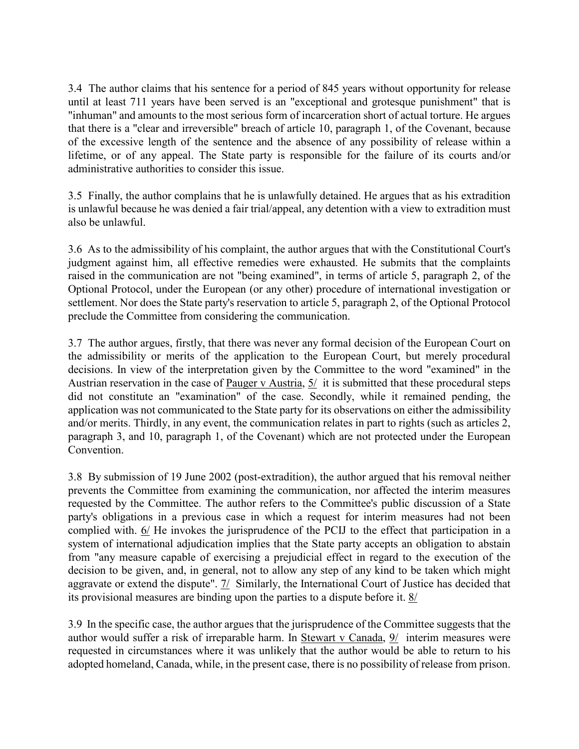3.4 The author claims that his sentence for a period of 845 years without opportunity for release until at least 711 years have been served is an "exceptional and grotesque punishment" that is "inhuman" and amounts to the most serious form of incarceration short of actual torture. He argues that there is a "clear and irreversible" breach of article 10, paragraph 1, of the Covenant, because of the excessive length of the sentence and the absence of any possibility of release within a lifetime, or of any appeal. The State party is responsible for the failure of its courts and/or administrative authorities to consider this issue.

3.5 Finally, the author complains that he is unlawfully detained. He argues that as his extradition is unlawful because he was denied a fair trial/appeal, any detention with a view to extradition must also be unlawful.

3.6 As to the admissibility of his complaint, the author argues that with the Constitutional Court's judgment against him, all effective remedies were exhausted. He submits that the complaints raised in the communication are not "being examined", in terms of article 5, paragraph 2, of the Optional Protocol, under the European (or any other) procedure of international investigation or settlement. Nor does the State party's reservation to article 5, paragraph 2, of the Optional Protocol preclude the Committee from considering the communication.

3.7 The author argues, firstly, that there was never any formal decision of the European Court on the admissibility or merits of the application to the European Court, but merely procedural decisions. In view of the interpretation given by the Committee to the word "examined" in the Austrian reservation in the case of Pauger v Austria, 5/ it is submitted that these procedural steps did not constitute an "examination" of the case. Secondly, while it remained pending, the application was not communicated to the State party for its observations on either the admissibility and/or merits. Thirdly, in any event, the communication relates in part to rights (such as articles 2, paragraph 3, and 10, paragraph 1, of the Covenant) which are not protected under the European Convention.

3.8 By submission of 19 June 2002 (post-extradition), the author argued that his removal neither prevents the Committee from examining the communication, nor affected the interim measures requested by the Committee. The author refers to the Committee's public discussion of a State party's obligations in a previous case in which a request for interim measures had not been complied with. 6/ He invokes the jurisprudence of the PCIJ to the effect that participation in a system of international adjudication implies that the State party accepts an obligation to abstain from "any measure capable of exercising a prejudicial effect in regard to the execution of the decision to be given, and, in general, not to allow any step of any kind to be taken which might aggravate or extend the dispute". 7/ Similarly, the International Court of Justice has decided that its provisional measures are binding upon the parties to a dispute before it. 8/

3.9 In the specific case, the author argues that the jurisprudence of the Committee suggests that the author would suffer a risk of irreparable harm. In Stewart v Canada, 9/ interim measures were requested in circumstances where it was unlikely that the author would be able to return to his adopted homeland, Canada, while, in the present case, there is no possibility of release from prison.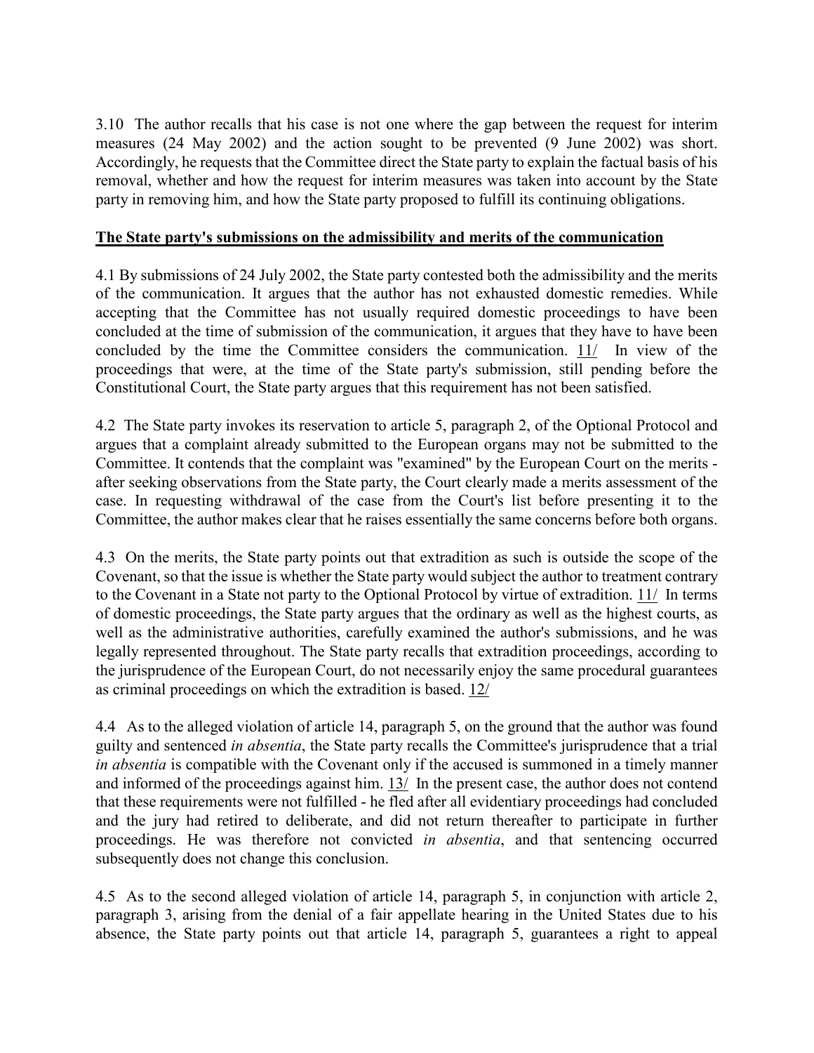3.10 The author recalls that his case is not one where the gap between the request for interim measures (24 May 2002) and the action sought to be prevented (9 June 2002) was short. Accordingly, he requests that the Committee direct the State party to explain the factual basis of his removal, whether and how the request for interim measures was taken into account by the State party in removing him, and how the State party proposed to fulfill its continuing obligations.

**The State party's submissions on the admissibility and merits of the communication**

4.1 By submissions of 24 July 2002, the State party contested both the admissibility and the merits of the communication. It argues that the author has not exhausted domestic remedies. While accepting that the Committee has not usually required domestic proceedings to have been concluded at the time of submission of the communication, it argues that they have to have been concluded by the time the Committee considers the communication. 11/ In view of the proceedings that were, at the time of the State party's submission, still pending before the Constitutional Court, the State party argues that this requirement has not been satisfied.

4.2 The State party invokes its reservation to article 5, paragraph 2, of the Optional Protocol and argues that a complaint already submitted to the European organs may not be submitted to the Committee. It contends that the complaint was "examined" by the European Court on the merits - after seeking observations from the State party, the Court clearly made a merits assessment of the case. In requesting withdrawal of the case from the Court's list before presenting it to the Committee, the author makes clear that he raises essentially the same concerns before both organs.

4.3 On the merits, the State party points out that extradition as such is outside the scope of the Covenant, so that the issue is whether the State party would subject the author to treatment contrary to the Covenant in a State not party to the Optional Protocol by virtue of extradition. 11/ In terms of domestic proceedings, the State party argues that the ordinary as well as the highest courts, as well as the administrative authorities, carefully examined the author's submissions, and he was legally represented throughout. The State party recalls that extradition proceedings, according to the jurisprudence of the European Court, do not necessarily enjoy the same procedural guarantees as criminal proceedings on which the extradition is based. 12/

4.4 As to the alleged violation of article 14, paragraph 5, on the ground that the author was found guilty and sentenced *in absentia*, the State party recalls the Committee's jurisprudence that a trial *in absentia* is compatible with the Covenant only if the accused is summoned in a timely manner and informed of the proceedings against him. 13/ In the present case, the author does not contend that these requirements were not fulfilled - he fled after all evidentiary proceedings had concluded and the jury had retired to deliberate, and did not return thereafter to participate in further proceedings. He was therefore not convicted *in absentia*, and that sentencing occurred subsequently does not change this conclusion.

4.5 As to the second alleged violation of article 14, paragraph 5, in conjunction with article 2, paragraph 3, arising from the denial of a fair appellate hearing in the United States due to his absence, the State party points out that article 14, paragraph 5, guarantees a right to appeal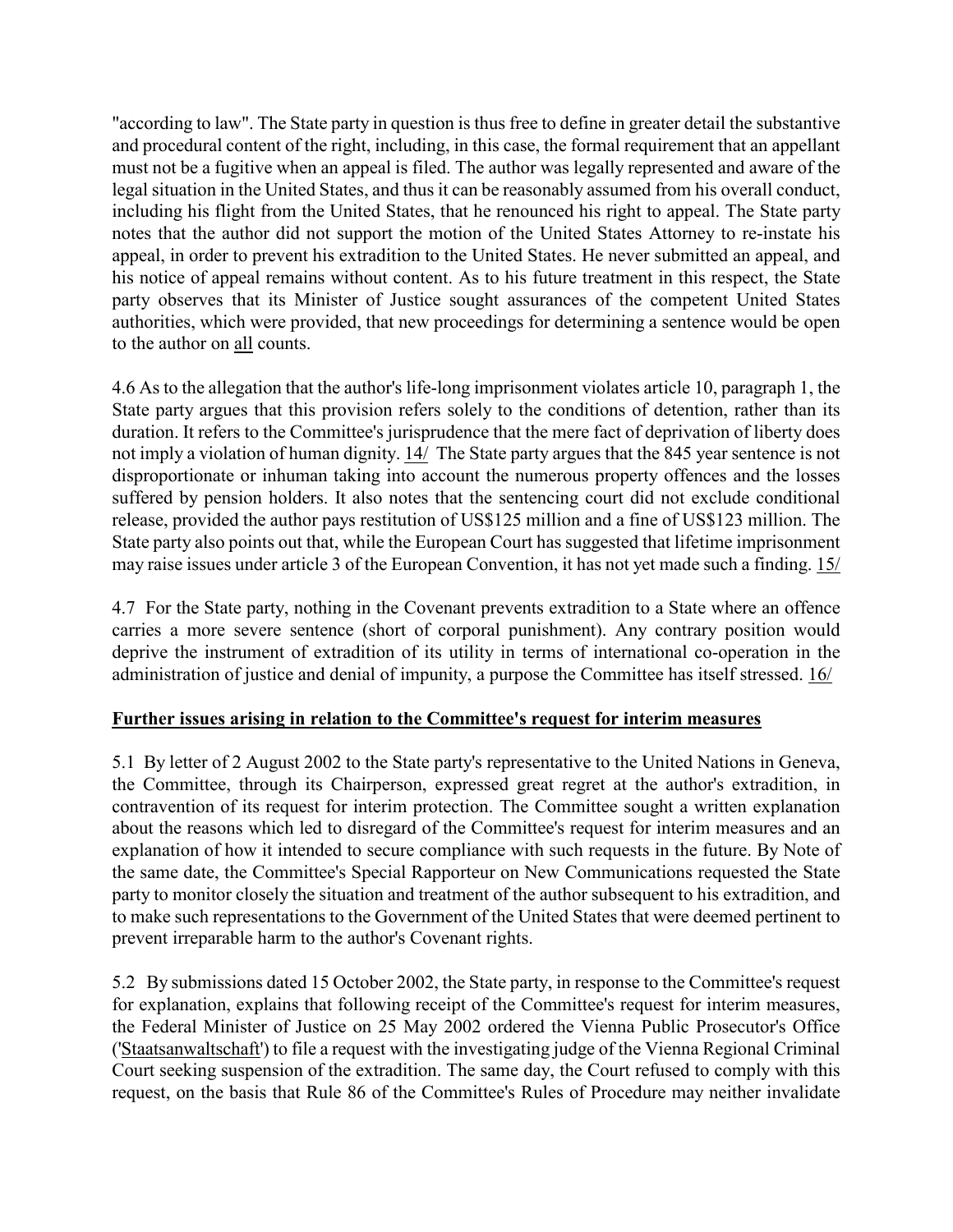"according to law". The State party in question is thus free to define in greater detail the substantive and procedural content of the right, including, in this case, the formal requirement that an appellant must not be a fugitive when an appeal is filed. The author was legally represented and aware of the legal situation in the United States, and thus it can be reasonably assumed from his overall conduct, including his flight from the United States, that he renounced his right to appeal. The State party notes that the author did not support the motion of the United States Attorney to re-instate his appeal, in order to prevent his extradition to the United States. He never submitted an appeal, and his notice of appeal remains without content. As to his future treatment in this respect, the State party observes that its Minister of Justice sought assurances of the competent United States authorities, which were provided, that new proceedings for determining a sentence would be open to the author on all counts.

4.6 As to the allegation that the author's life-long imprisonment violates article 10, paragraph 1, the State party argues that this provision refers solely to the conditions of detention, rather than its duration. It refers to the Committee's jurisprudence that the mere fact of deprivation of liberty does not imply a violation of human dignity. 14/ The State party argues that the 845 year sentence is not disproportionate or inhuman taking into account the numerous property offences and the losses suffered by pension holders. It also notes that the sentencing court did not exclude conditional release, provided the author pays restitution of US$125 million and a fine of US$123 million. The State party also points out that, while the European Court has suggested that lifetime imprisonment may raise issues under article 3 of the European Convention, it has not yet made such a finding. 15/

4.7 For the State party, nothing in the Covenant prevents extradition to a State where an offence carries a more severe sentence (short of corporal punishment). Any contrary position would deprive the instrument of extradition of its utility in terms of international co-operation in the administration of justice and denial of impunity, a purpose the Committee has itself stressed. 16/

**Further issues arising in relation to the Committee's request for interim measures**

5.1 By letter of 2 August 2002 to the State party's representative to the United Nations in Geneva, the Committee, through its Chairperson, expressed great regret at the author's extradition, in contravention of its request for interim protection. The Committee sought a written explanation about the reasons which led to disregard of the Committee's request for interim measures and an explanation of how it intended to secure compliance with such requests in the future. By Note of the same date, the Committee's Special Rapporteur on New Communications requested the State party to monitor closely the situation and treatment of the author subsequent to his extradition, and to make such representations to the Government of the United States that were deemed pertinent to prevent irreparable harm to the author's Covenant rights.

5.2 By submissions dated 15 October 2002, the State party, in response to the Committee's request for explanation, explains that following receipt of the Committee's request for interim measures, the Federal Minister of Justice on 25 May 2002 ordered the Vienna Public Prosecutor's Office ('Staatsanwaltschaft') to file a request with the investigating judge of the Vienna Regional Criminal Court seeking suspension of the extradition. The same day, the Court refused to comply with this request, on the basis that Rule 86 of the Committee's Rules of Procedure may neither invalidate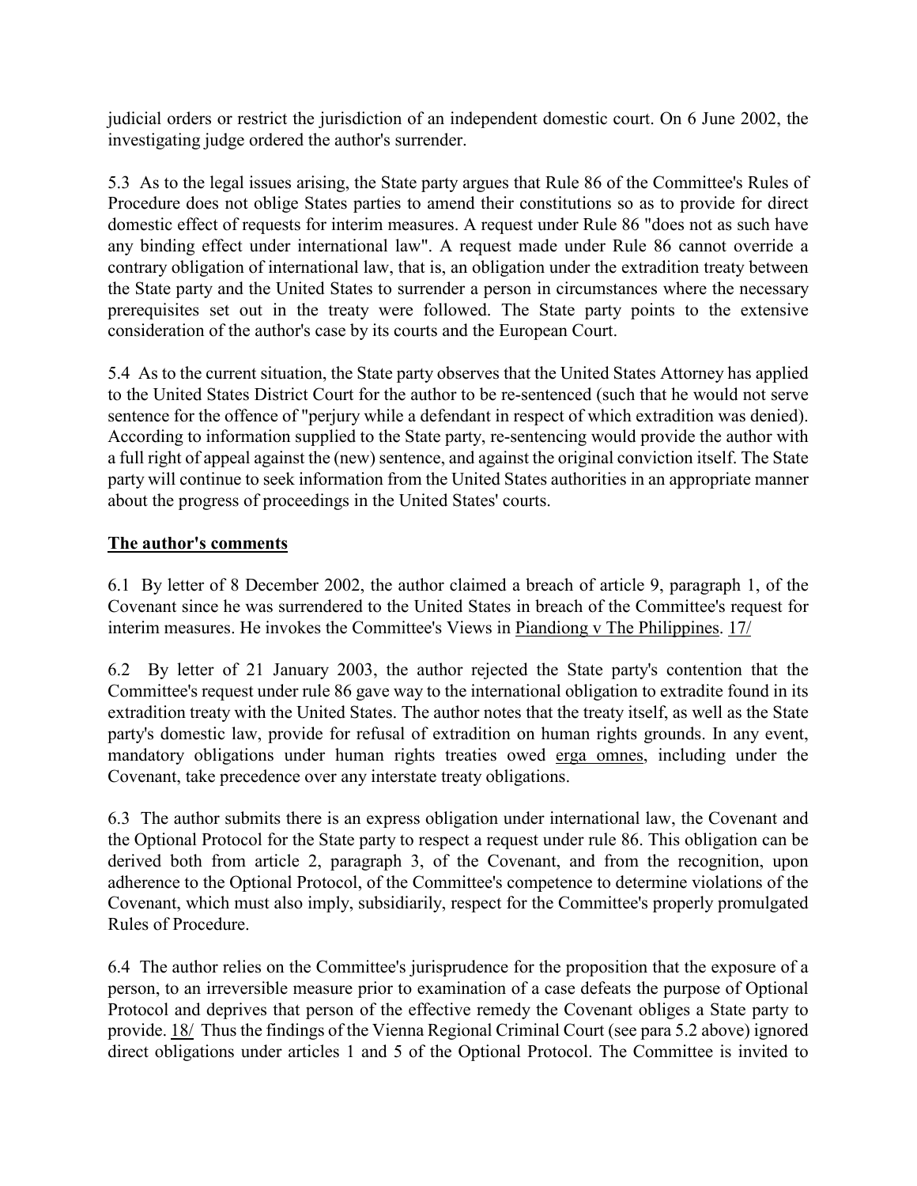judicial orders or restrict the jurisdiction of an independent domestic court. On 6 June 2002, the investigating judge ordered the author's surrender.

5.3  As to the legal issues arising, the State party argues that Rule 86 of the Committee's Rules of Procedure does not oblige States parties to amend their constitutions so as to provide for direct domestic effect of requests for interim measures. A request under Rule 86 "does not as such have any binding effect under international law". A request made under Rule 86 cannot override a contrary obligation of international law, that is, an obligation under the extradition treaty between the State party and the United States to surrender a person in circumstances where the necessary prerequisites set out in the treaty were followed. The State party points to the extensive consideration of the author's case by its courts and the European Court.

5.4  As to the current situation, the State party observes that the United States Attorney has applied to the United States District Court for the author to be re-sentenced (such that he would not serve sentence for the offence of "perjury while a defendant in respect of which extradition was denied). According to information supplied to the State party, re-sentencing would provide the author with a full right of appeal against the (new) sentence, and against the original conviction itself. The State party will continue to seek information from the United States authorities in an appropriate manner about the progress of proceedings in the United States' courts.

## The author's comments

6.1  By letter of 8 December 2002, the author claimed a breach of article 9, paragraph 1, of the Covenant since he was surrendered to the United States in breach of the Committee's request for interim measures. He invokes the Committee's Views in Piandiong v The Philippines. 17/

6.2  By letter of 21 January 2003, the author rejected the State party's contention that the Committee's request under rule 86 gave way to the international obligation to extradite found in its extradition treaty with the United States. The author notes that the treaty itself, as well as the State party's domestic law, provide for refusal of extradition on human rights grounds. In any event, mandatory obligations under human rights treaties owed erga omnes, including under the Covenant, take precedence over any interstate treaty obligations.

6.3  The author submits there is an express obligation under international law, the Covenant and the Optional Protocol for the State party to respect a request under rule 86. This obligation can be derived both from article 2, paragraph 3, of the Covenant, and from the recognition, upon adherence to the Optional Protocol, of the Committee's competence to determine violations of the Covenant, which must also imply, subsidiarily, respect for the Committee's properly promulgated Rules of Procedure.

6.4  The author relies on the Committee's jurisprudence for the proposition that the exposure of a person, to an irreversible measure prior to examination of a case defeats the purpose of Optional Protocol and deprives that person of the effective remedy the Covenant obliges a State party to provide. 18/  Thus the findings of the Vienna Regional Criminal Court (see para 5.2 above) ignored direct obligations under articles 1 and 5 of the Optional Protocol. The Committee is invited to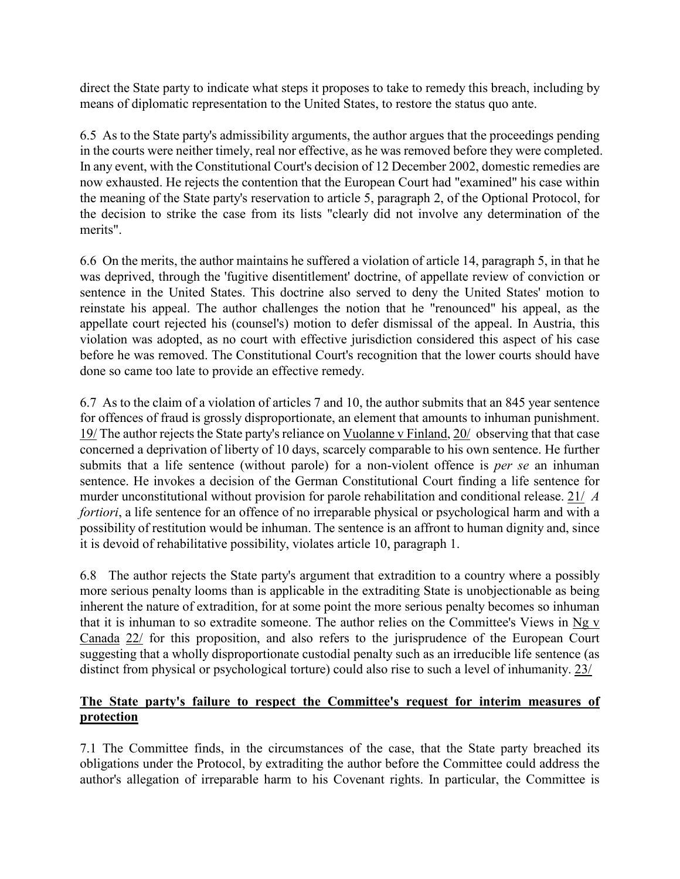direct the State party to indicate what steps it proposes to take to remedy this breach, including by means of diplomatic representation to the United States, to restore the status quo ante.

6.5 As to the State party's admissibility arguments, the author argues that the proceedings pending in the courts were neither timely, real nor effective, as he was removed before they were completed. In any event, with the Constitutional Court's decision of 12 December 2002, domestic remedies are now exhausted. He rejects the contention that the European Court had "examined" his case within the meaning of the State party's reservation to article 5, paragraph 2, of the Optional Protocol, for the decision to strike the case from its lists "clearly did not involve any determination of the merits".

6.6 On the merits, the author maintains he suffered a violation of article 14, paragraph 5, in that he was deprived, through the 'fugitive disentitlement' doctrine, of appellate review of conviction or sentence in the United States. This doctrine also served to deny the United States' motion to reinstate his appeal. The author challenges the notion that he "renounced" his appeal, as the appellate court rejected his (counsel's) motion to defer dismissal of the appeal. In Austria, this violation was adopted, as no court with effective jurisdiction considered this aspect of his case before he was removed. The Constitutional Court's recognition that the lower courts should have done so came too late to provide an effective remedy.

6.7 As to the claim of a violation of articles 7 and 10, the author submits that an 845 year sentence for offences of fraud is grossly disproportionate, an element that amounts to inhuman punishment. 19/ The author rejects the State party's reliance on Vuolanne v Finland, 20/ observing that that case concerned a deprivation of liberty of 10 days, scarcely comparable to his own sentence. He further submits that a life sentence (without parole) for a non-violent offence is *per se* an inhuman sentence. He invokes a decision of the German Constitutional Court finding a life sentence for murder unconstitutional without provision for parole rehabilitation and conditional release. 21/ *A fortiori*, a life sentence for an offence of no irreparable physical or psychological harm and with a possibility of restitution would be inhuman. The sentence is an affront to human dignity and, since it is devoid of rehabilitative possibility, violates article 10, paragraph 1.

6.8 The author rejects the State party's argument that extradition to a country where a possibly more serious penalty looms than is applicable in the extraditing State is unobjectionable as being inherent the nature of extradition, for at some point the more serious penalty becomes so inhuman that it is inhuman to so extradite someone. The author relies on the Committee's Views in Ng v Canada 22/ for this proposition, and also refers to the jurisprudence of the European Court suggesting that a wholly disproportionate custodial penalty such as an irreducible life sentence (as distinct from physical or psychological torture) could also rise to such a level of inhumanity. 23/

**The State party's failure to respect the Committee's request for interim measures of protection**

7.1 The Committee finds, in the circumstances of the case, that the State party breached its obligations under the Protocol, by extraditing the author before the Committee could address the author's allegation of irreparable harm to his Covenant rights. In particular, the Committee is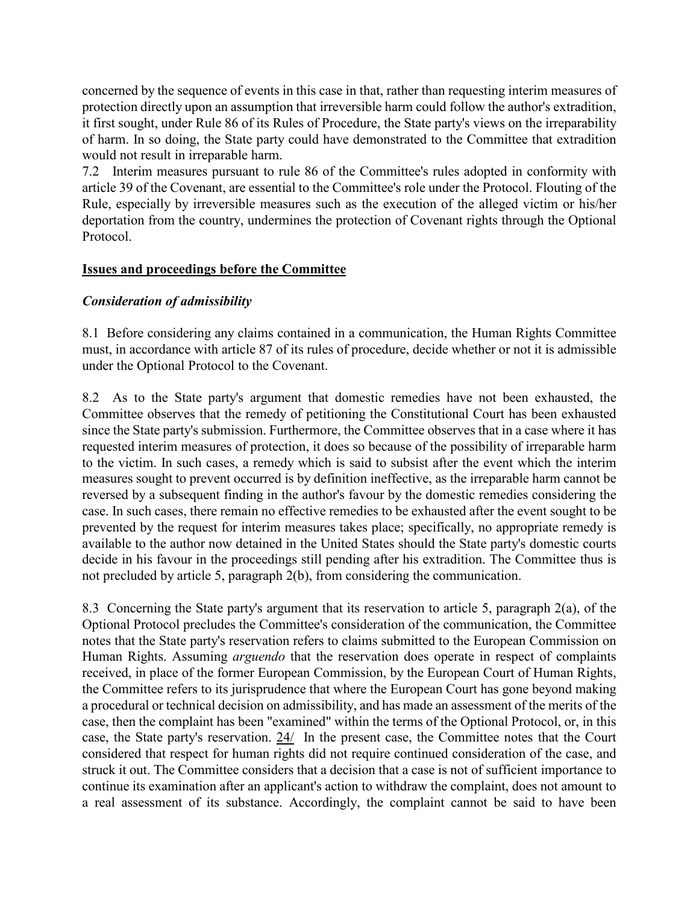concerned by the sequence of events in this case in that, rather than requesting interim measures of protection directly upon an assumption that irreversible harm could follow the author's extradition, it first sought, under Rule 86 of its Rules of Procedure, the State party's views on the irreparability of harm. In so doing, the State party could have demonstrated to the Committee that extradition would not result in irreparable harm.

7.2 Interim measures pursuant to rule 86 of the Committee's rules adopted in conformity with article 39 of the Covenant, are essential to the Committee's role under the Protocol. Flouting of the Rule, especially by irreversible measures such as the execution of the alleged victim or his/her deportation from the country, undermines the protection of Covenant rights through the Optional Protocol.

## Issues and proceedings before the Committee

### *Consideration of admissibility*

8.1 Before considering any claims contained in a communication, the Human Rights Committee must, in accordance with article 87 of its rules of procedure, decide whether or not it is admissible under the Optional Protocol to the Covenant.

8.2 As to the State party's argument that domestic remedies have not been exhausted, the Committee observes that the remedy of petitioning the Constitutional Court has been exhausted since the State party's submission. Furthermore, the Committee observes that in a case where it has requested interim measures of protection, it does so because of the possibility of irreparable harm to the victim. In such cases, a remedy which is said to subsist after the event which the interim measures sought to prevent occurred is by definition ineffective, as the irreparable harm cannot be reversed by a subsequent finding in the author's favour by the domestic remedies considering the case. In such cases, there remain no effective remedies to be exhausted after the event sought to be prevented by the request for interim measures takes place; specifically, no appropriate remedy is available to the author now detained in the United States should the State party's domestic courts decide in his favour in the proceedings still pending after his extradition. The Committee thus is not precluded by article 5, paragraph 2(b), from considering the communication.

8.3 Concerning the State party's argument that its reservation to article 5, paragraph 2(a), of the Optional Protocol precludes the Committee's consideration of the communication, the Committee notes that the State party's reservation refers to claims submitted to the European Commission on Human Rights. Assuming *arguendo* that the reservation does operate in respect of complaints received, in place of the former European Commission, by the European Court of Human Rights, the Committee refers to its jurisprudence that where the European Court has gone beyond making a procedural or technical decision on admissibility, and has made an assessment of the merits of the case, then the complaint has been "examined" within the terms of the Optional Protocol, or, in this case, the State party's reservation. 24/ In the present case, the Committee notes that the Court considered that respect for human rights did not require continued consideration of the case, and struck it out. The Committee considers that a decision that a case is not of sufficient importance to continue its examination after an applicant's action to withdraw the complaint, does not amount to a real assessment of its substance. Accordingly, the complaint cannot be said to have been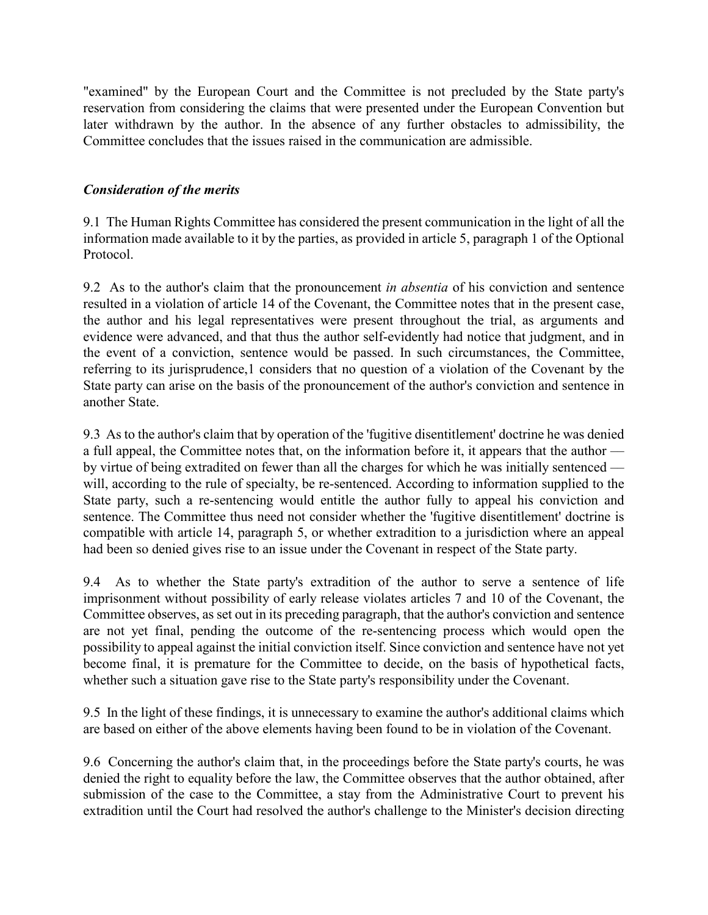"examined" by the European Court and the Committee is not precluded by the State party's reservation from considering the claims that were presented under the European Convention but later withdrawn by the author. In the absence of any further obstacles to admissibility, the Committee concludes that the issues raised in the communication are admissible.

### *Consideration of the merits*

9.1 The Human Rights Committee has considered the present communication in the light of all the information made available to it by the parties, as provided in article 5, paragraph 1 of the Optional Protocol.

9.2 As to the author's claim that the pronouncement *in absentia* of his conviction and sentence resulted in a violation of article 14 of the Covenant, the Committee notes that in the present case, the author and his legal representatives were present throughout the trial, as arguments and evidence were advanced, and that thus the author self-evidently had notice that judgment, and in the event of a conviction, sentence would be passed. In such circumstances, the Committee, referring to its jurisprudence,[1] considers that no question of a violation of the Covenant by the State party can arise on the basis of the pronouncement of the author's conviction and sentence in another State.

9.3 As to the author's claim that by operation of the 'fugitive disentitlement' doctrine he was denied a full appeal, the Committee notes that, on the information before it, it appears that the author — by virtue of being extradited on fewer than all the charges for which he was initially sentenced — will, according to the rule of specialty, be re-sentenced. According to information supplied to the State party, such a re-sentencing would entitle the author fully to appeal his conviction and sentence. The Committee thus need not consider whether the 'fugitive disentitlement' doctrine is compatible with article 14, paragraph 5, or whether extradition to a jurisdiction where an appeal had been so denied gives rise to an issue under the Covenant in respect of the State party.

9.4 As to whether the State party's extradition of the author to serve a sentence of life imprisonment without possibility of early release violates articles 7 and 10 of the Covenant, the Committee observes, as set out in its preceding paragraph, that the author's conviction and sentence are not yet final, pending the outcome of the re-sentencing process which would open the possibility to appeal against the initial conviction itself. Since conviction and sentence have not yet become final, it is premature for the Committee to decide, on the basis of hypothetical facts, whether such a situation gave rise to the State party's responsibility under the Covenant.

9.5 In the light of these findings, it is unnecessary to examine the author's additional claims which are based on either of the above elements having been found to be in violation of the Covenant.

9.6 Concerning the author's claim that, in the proceedings before the State party's courts, he was denied the right to equality before the law, the Committee observes that the author obtained, after submission of the case to the Committee, a stay from the Administrative Court to prevent his extradition until the Court had resolved the author's challenge to the Minister's decision directing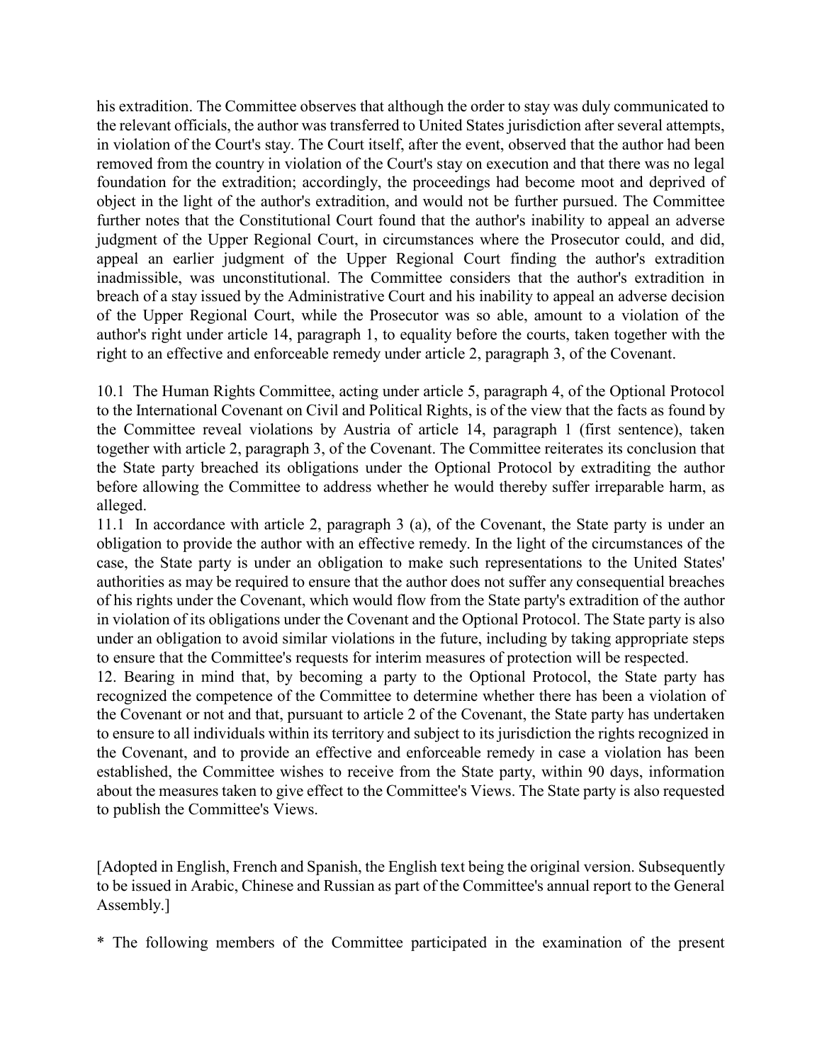his extradition. The Committee observes that although the order to stay was duly communicated to the relevant officials, the author was transferred to United States jurisdiction after several attempts, in violation of the Court's stay. The Court itself, after the event, observed that the author had been removed from the country in violation of the Court's stay on execution and that there was no legal foundation for the extradition; accordingly, the proceedings had become moot and deprived of object in the light of the author's extradition, and would not be further pursued. The Committee further notes that the Constitutional Court found that the author's inability to appeal an adverse judgment of the Upper Regional Court, in circumstances where the Prosecutor could, and did, appeal an earlier judgment of the Upper Regional Court finding the author's extradition inadmissible, was unconstitutional. The Committee considers that the author's extradition in breach of a stay issued by the Administrative Court and his inability to appeal an adverse decision of the Upper Regional Court, while the Prosecutor was so able, amount to a violation of the author's right under article 14, paragraph 1, to equality before the courts, taken together with the right to an effective and enforceable remedy under article 2, paragraph 3, of the Covenant.

10.1 The Human Rights Committee, acting under article 5, paragraph 4, of the Optional Protocol to the International Covenant on Civil and Political Rights, is of the view that the facts as found by the Committee reveal violations by Austria of article 14, paragraph 1 (first sentence), taken together with article 2, paragraph 3, of the Covenant. The Committee reiterates its conclusion that the State party breached its obligations under the Optional Protocol by extraditing the author before allowing the Committee to address whether he would thereby suffer irreparable harm, as alleged.

11.1 In accordance with article 2, paragraph 3 (a), of the Covenant, the State party is under an obligation to provide the author with an effective remedy. In the light of the circumstances of the case, the State party is under an obligation to make such representations to the United States' authorities as may be required to ensure that the author does not suffer any consequential breaches of his rights under the Covenant, which would flow from the State party's extradition of the author in violation of its obligations under the Covenant and the Optional Protocol. The State party is also under an obligation to avoid similar violations in the future, including by taking appropriate steps to ensure that the Committee's requests for interim measures of protection will be respected.

12. Bearing in mind that, by becoming a party to the Optional Protocol, the State party has recognized the competence of the Committee to determine whether there has been a violation of the Covenant or not and that, pursuant to article 2 of the Covenant, the State party has undertaken to ensure to all individuals within its territory and subject to its jurisdiction the rights recognized in the Covenant, and to provide an effective and enforceable remedy in case a violation has been established, the Committee wishes to receive from the State party, within 90 days, information about the measures taken to give effect to the Committee's Views. The State party is also requested to publish the Committee's Views.

[Adopted in English, French and Spanish, the English text being the original version. Subsequently to be issued in Arabic, Chinese and Russian as part of the Committee's annual report to the General Assembly.]

* The following members of the Committee participated in the examination of the present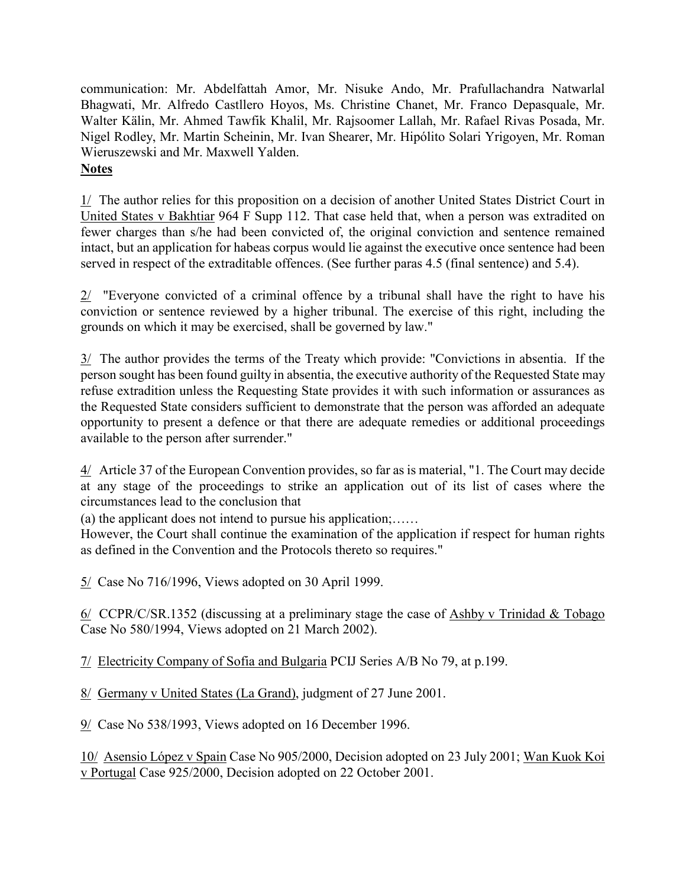communication: Mr. Abdelfattah Amor, Mr. Nisuke Ando, Mr. Prafullachandra Natwarlal Bhagwati, Mr. Alfredo Castllero Hoyos, Ms. Christine Chanet, Mr. Franco Depasquale, Mr. Walter Kälin, Mr. Ahmed Tawfik Khalil, Mr. Rajsoomer Lallah, Mr. Rafael Rivas Posada, Mr. Nigel Rodley, Mr. Martin Scheinin, Mr. Ivan Shearer, Mr. Hipólito Solari Yrigoyen, Mr. Roman Wieruszewski and Mr. Maxwell Yalden.

**Notes**

1/ The author relies for this proposition on a decision of another United States District Court in United States v Bakhtiar 964 F Supp 112. That case held that, when a person was extradited on fewer charges than s/he had been convicted of, the original conviction and sentence remained intact, but an application for habeas corpus would lie against the executive once sentence had been served in respect of the extraditable offences. (See further paras 4.5 (final sentence) and 5.4).

2/ "Everyone convicted of a criminal offence by a tribunal shall have the right to have his conviction or sentence reviewed by a higher tribunal. The exercise of this right, including the grounds on which it may be exercised, shall be governed by law."

3/ The author provides the terms of the Treaty which provide: "Convictions in absentia. If the person sought has been found guilty in absentia, the executive authority of the Requested State may refuse extradition unless the Requesting State provides it with such information or assurances as the Requested State considers sufficient to demonstrate that the person was afforded an adequate opportunity to present a defence or that there are adequate remedies or additional proceedings available to the person after surrender."

4/ Article 37 of the European Convention provides, so far as is material, "1. The Court may decide at any stage of the proceedings to strike an application out of its list of cases where the circumstances lead to the conclusion that

(a) the applicant does not intend to pursue his application;……

However, the Court shall continue the examination of the application if respect for human rights as defined in the Convention and the Protocols thereto so requires."

5/ Case No 716/1996, Views adopted on 30 April 1999.

6/ CCPR/C/SR.1352 (discussing at a preliminary stage the case of Ashby v Trinidad & Tobago Case No 580/1994, Views adopted on 21 March 2002).

7/ Electricity Company of Sofia and Bulgaria PCIJ Series A/B No 79, at p.199.

8/ Germany v United States (La Grand), judgment of 27 June 2001.

9/ Case No 538/1993, Views adopted on 16 December 1996.

10/ Asensio López v Spain Case No 905/2000, Decision adopted on 23 July 2001; Wan Kuok Koi v Portugal Case 925/2000, Decision adopted on 22 October 2001.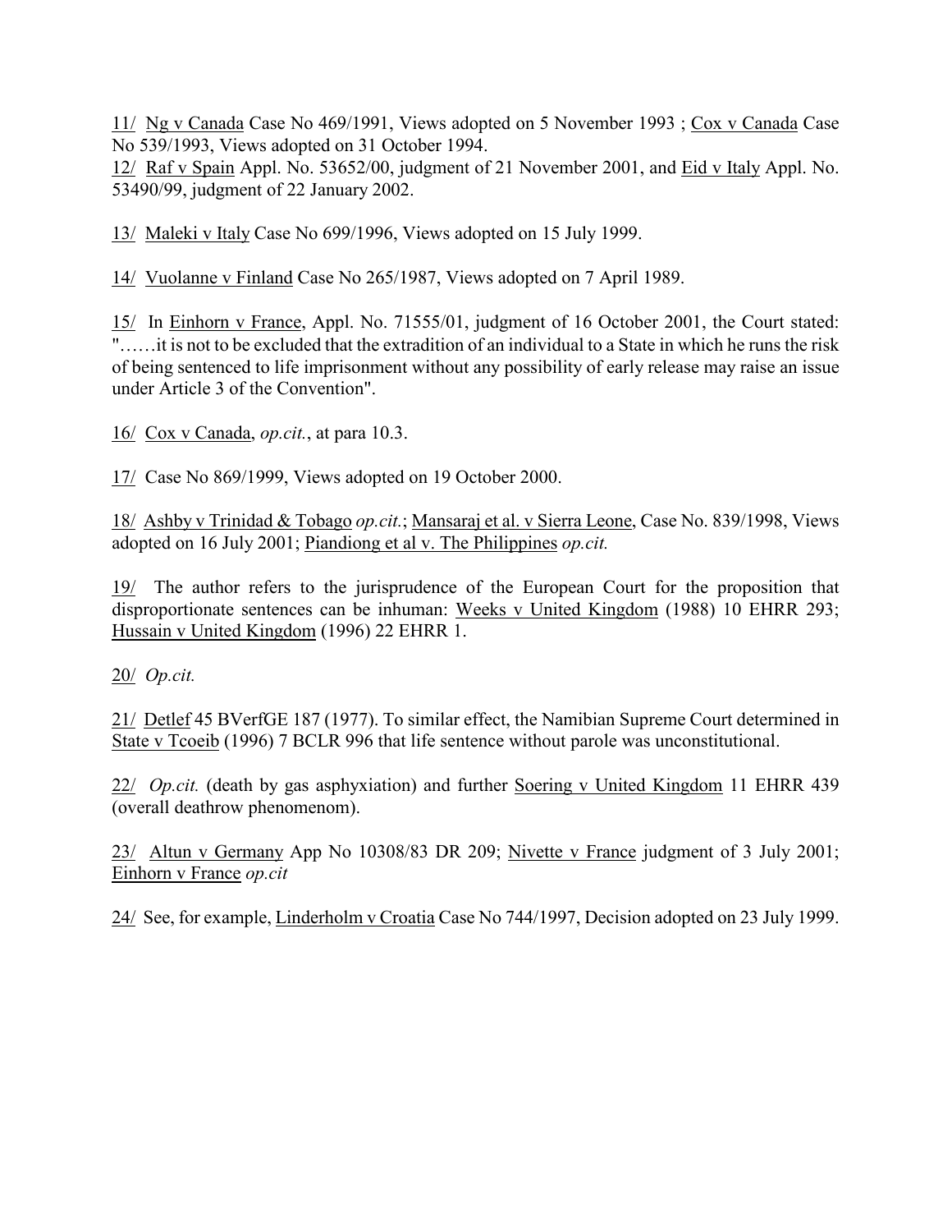11/ Ng v Canada Case No 469/1991, Views adopted on 5 November 1993 ; Cox v Canada Case No 539/1993, Views adopted on 31 October 1994.

12/ Raf v Spain Appl. No. 53652/00, judgment of 21 November 2001, and Eid v Italy Appl. No. 53490/99, judgment of 22 January 2002.

13/ Maleki v Italy Case No 699/1996, Views adopted on 15 July 1999.

14/ Vuolanne v Finland Case No 265/1987, Views adopted on 7 April 1989.

15/ In Einhorn v France, Appl. No. 71555/01, judgment of 16 October 2001, the Court stated: "……it is not to be excluded that the extradition of an individual to a State in which he runs the risk of being sentenced to life imprisonment without any possibility of early release may raise an issue under Article 3 of the Convention".

16/ Cox v Canada, *op.cit.*, at para 10.3.

17/ Case No 869/1999, Views adopted on 19 October 2000.

18/ Ashby v Trinidad & Tobago *op.cit.*; Mansaraj et al. v Sierra Leone, Case No. 839/1998, Views adopted on 16 July 2001; Piandiong et al v. The Philippines *op.cit.*

19/ The author refers to the jurisprudence of the European Court for the proposition that disproportionate sentences can be inhuman: Weeks v United Kingdom (1988) 10 EHRR 293; Hussain v United Kingdom (1996) 22 EHRR 1.

20/ *Op.cit.*

21/ Detlef 45 BVerfGE 187 (1977). To similar effect, the Namibian Supreme Court determined in State v Tcoeib (1996) 7 BCLR 996 that life sentence without parole was unconstitutional.

22/ *Op.cit.* (death by gas asphyxiation) and further Soering v United Kingdom 11 EHRR 439 (overall deathrow phenomenom).

23/ Altun v Germany App No 10308/83 DR 209; Nivette v France judgment of 3 July 2001; Einhorn v France *op.cit*

24/ See, for example, Linderholm v Croatia Case No 744/1997, Decision adopted on 23 July 1999.